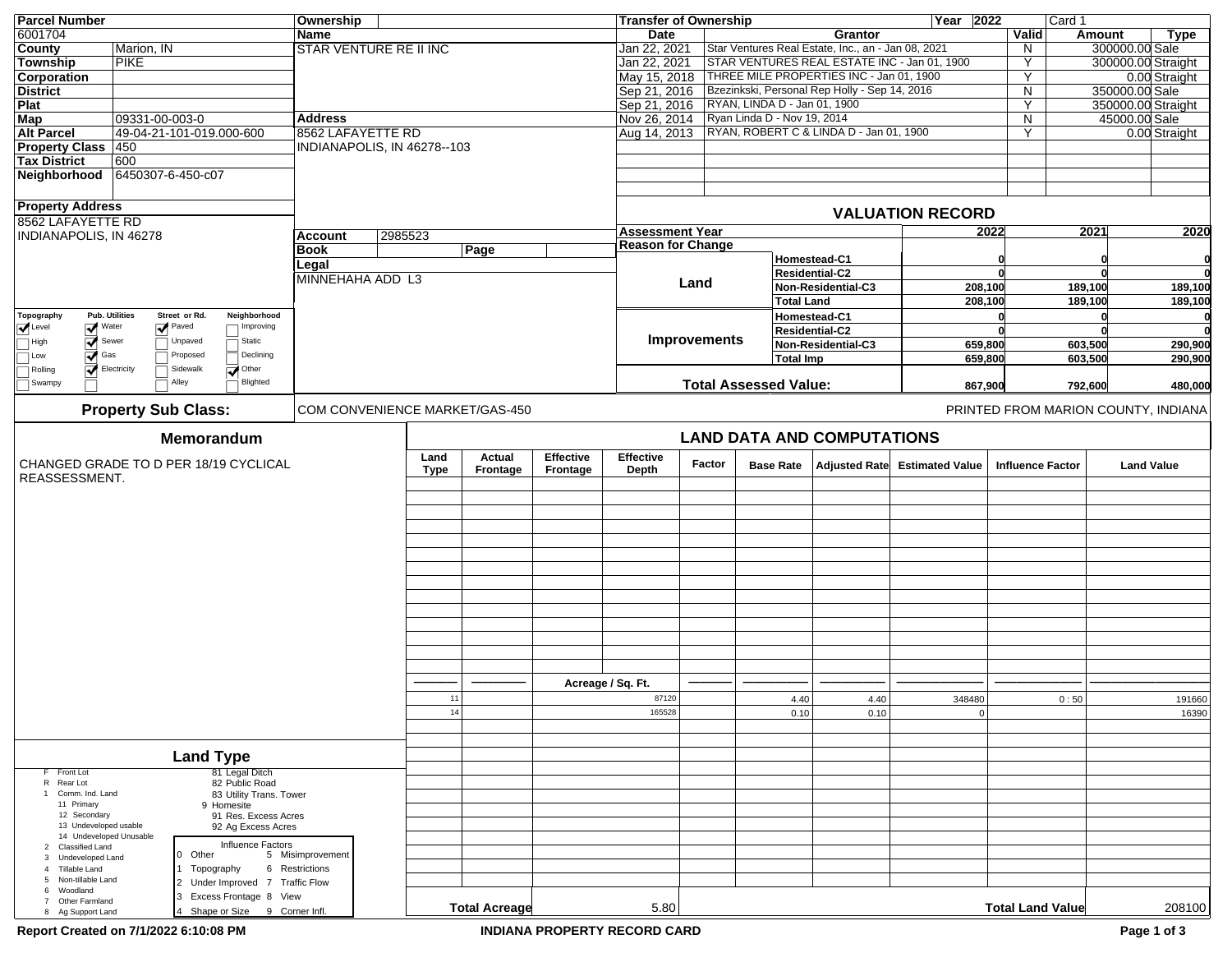| Parcel Number | |
|---|---|
| 6001704 | |
| County | Marion, IN |
| Township | PIKE |
| Corporation | |
| District | |
| Plat | |
| Map | 09331-00-003-0 |
| Alt Parcel | 49-04-21-101-019.000-600 |
| Property Class | 450 |
| Tax District | 600 |
| Neighborhood | 6450307-6-450-c07 |

**Property Address**
8562 LAFAYETTE RD
INDIANAPOLIS, IN 46278

| Ownership | |
|---|---|
| Name | STAR VENTURE RE II INC |
| Address | 8562 LAFAYETTE RD<br>INDIANAPOLIS, IN 46278--103 |
| Account | 2985523 |
| Book | Page |
| Legal | MINNEHAHA ADD L3 |

**Transfer of Ownership** — Year 2022 — Card 1

| Date | Grantor | Valid | Amount | Type |
|---|---|---|---|---|
| Jan 22, 2021 | Star Ventures Real Estate, Inc., an - Jan 08, 2021 | N | 300000.00 | Sale |
| Jan 22, 2021 | STAR VENTURES REAL ESTATE INC - Jan 01, 1900 | Y | 300000.00 | Straight |
| May 15, 2018 | THREE MILE PROPERTIES INC - Jan 01, 1900 | Y | 0.00 | Straight |
| Sep 21, 2016 | Bzezinkski, Personal Rep Holly - Sep 14, 2016 | N | 350000.00 | Sale |
| Sep 21, 2016 | RYAN, LINDA D - Jan 01, 1900 | Y | 350000.00 | Straight |
| Nov 26, 2014 | Ryan Linda D - Nov 19, 2014 | N | 45000.00 | Sale |
| Aug 14, 2013 | RYAN, ROBERT C & LINDA D - Jan 01, 1900 | Y | 0.00 | Straight |

| Topography | Pub. Utilities | Street or Rd. | Neighborhood |
|---|---|---|---|
| [x] Level | [x] Water | [x] Paved | [ ] Improving |
| [ ] High | [x] Sewer | [ ] Unpaved | [ ] Static |
| [ ] Low | [x] Gas | [ ] Proposed | [ ] Declining |
| [ ] Rolling | [x] Electricity | [ ] Sidewalk | [x] Other |
| [ ] Swampy | [ ] | [ ] Alley | [ ] Blighted |

## VALUATION RECORD

| Assessment Year | | 2022 | 2021 | 2020 |
|---|---|---|---|---|
| Reason for Change | | | | |
| Land | Homestead-C1 | 0 | 0 | 0 |
| | Residential-C2 | 0 | 0 | 0 |
| | Non-Residential-C3 | 208,100 | 189,100 | 189,100 |
| | Total Land | 208,100 | 189,100 | 189,100 |
| Improvements | Homestead-C1 | 0 | 0 | 0 |
| | Residential-C2 | 0 | 0 | 0 |
| | Non-Residential-C3 | 659,800 | 603,500 | 290,900 |
| | Total Imp | 659,800 | 603,500 | 290,900 |
| Total Assessed Value: | | 867,900 | 792,600 | 480,000 |

**Property Sub Class:** COM CONVENIENCE MARKET/GAS-450

PRINTED FROM MARION COUNTY, INDIANA

## Memorandum

CHANGED GRADE TO D PER 18/19 CYCLICAL REASSESSMENT.

## LAND DATA AND COMPUTATIONS

| Land Type | Actual Frontage | Effective Frontage | Effective Depth | Factor | Base Rate | Adjusted Rate | Estimated Value | Influence Factor | Land Value |
|---|---|---|---|---|---|---|---|---|---|
| | | Acreage / Sq. Ft. | | | | | | | |
| 11 | | | 87120 | | 4.40 | 4.40 | 348480 | 0 : 50 | 191660 |
| 14 | | | 165528 | | 0.10 | 0.10 | 0 | | 16390 |

**Total Acreage** 5.80 — **Total Land Value** 208100

## Land Type

- F Front Lot
- R Rear Lot
- 1 Comm. Ind. Land
  - 11 Primary
  - 12 Secondary
  - 13 Undeveloped usable
  - 14 Undeveloped Unusable
- 2 Classified Land
- 3 Undeveloped Land
- 4 Tillable Land
- 5 Non-tillable Land
- 6 Woodland
- 7 Other Farmland
- 8 Ag Support Land
- 81 Legal Ditch
- 82 Public Road
- 83 Utility Trans. Tower
- 9 Homesite
- 91 Res. Excess Acres
- 92 Ag Excess Acres

**Influence Factors**

- 0 Other
- 1 Topography
- 2 Under Improved
- 3 Excess Frontage
- 4 Shape or Size
- 5 Misimprovement
- 6 Restrictions
- 7 Traffic Flow
- 8 View
- 9 Corner Infl.

Report Created on 7/1/2022 6:10:08 PM — INDIANA PROPERTY RECORD CARD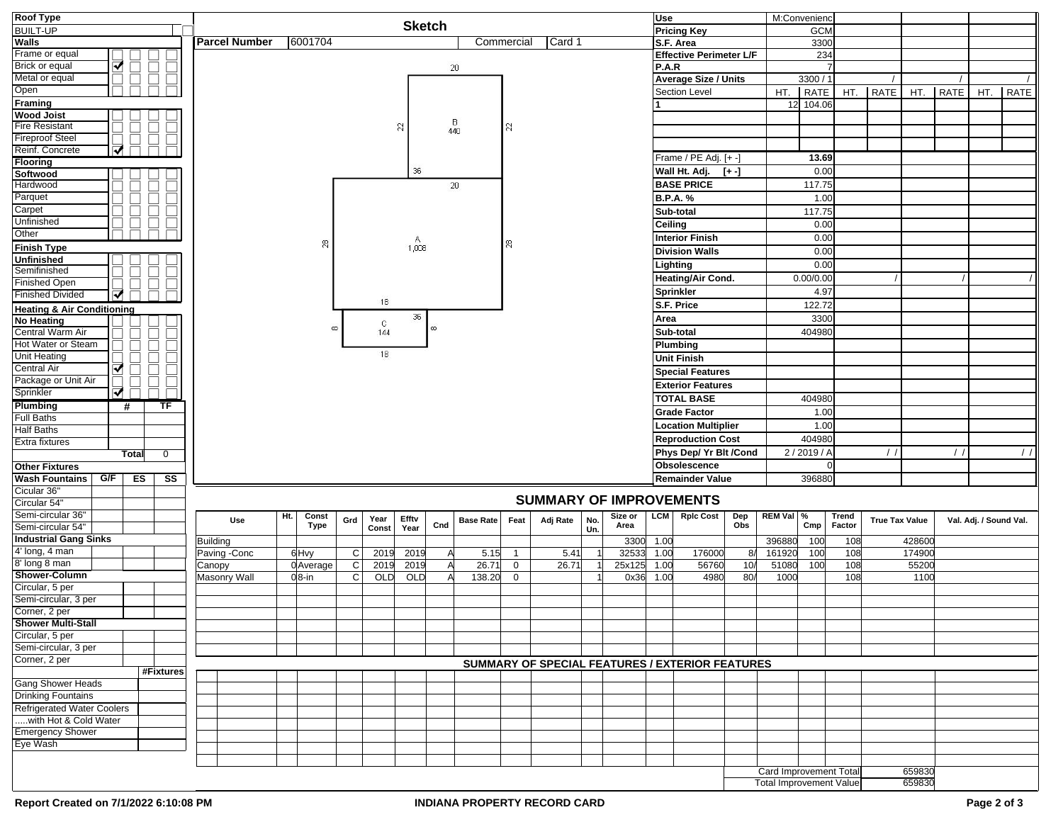## Roof Type

| Roof Type | | | | |
|---|---|---|---|---|
| BUILT-UP | | | | |

## Walls

| Walls | | | | |
|---|---|---|---|---|
| Frame or equal | ☐ | ☐ | ☐ | ☐ |
| Brick or equal | ☑ | ☐ | ☐ | ☐ |
| Metal or equal | ☐ | ☐ | ☐ | ☐ |
| Open | ☐ | ☐ | ☐ | ☐ |

## Framing

| Framing | | | | |
|---|---|---|---|---|
| Wood Joist | ☐ | ☐ | ☐ | ☐ |
| Fire Resistant | ☐ | ☐ | ☐ | ☐ |
| Fireproof Steel | ☐ | ☐ | ☐ | ☐ |
| Reinf. Concrete | ☑ | ☐ | ☐ | ☐ |

## Flooring

| Flooring | | | | |
|---|---|---|---|---|
| Softwood | ☐ | ☐ | ☐ | ☐ |
| Hardwood | ☐ | ☐ | ☐ | ☐ |
| Parquet | ☐ | ☐ | ☐ | ☐ |
| Carpet | ☐ | ☐ | ☐ | ☐ |
| Unfinished | ☐ | ☐ | ☐ | ☐ |
| Other | ☐ | ☐ | ☐ | ☐ |

## Finish Type

| Finish Type | | | | |
|---|---|---|---|---|
| Unfinished | ☐ | ☐ | ☐ | ☐ |
| Semifinished | ☐ | ☐ | ☐ | ☐ |
| Finished Open | ☐ | ☐ | ☐ | ☐ |
| Finished Divided | ☑ | ☐ | ☐ | ☐ |

## Heating & Air Conditioning

| Heating & Air Conditioning | | | | |
|---|---|---|---|---|
| No Heating | ☐ | ☐ | ☐ | ☐ |
| Central Warm Air | ☐ | ☐ | ☐ | ☐ |
| Hot Water or Steam | ☐ | ☐ | ☐ | ☐ |
| Unit Heating | ☐ | ☐ | ☐ | ☐ |
| Central Air | ☑ | ☐ | ☐ | ☐ |
| Package or Unit Air | ☐ | ☐ | ☐ | ☐ |
| Sprinkler | ☑ | ☐ | ☐ | ☐ |

## Plumbing

| Plumbing | # | TF |
|---|---|---|
| Full Baths | | |
| Half Baths | | |
| Extra fixtures | | |
| Total | | 0 |

## Other Fixtures

| Wash Fountains | G/F | ES | SS |
|---|---|---|---|
| Cicular 36" | | | |
| Circular 54" | | | |
| Semi-circular 36" | | | |
| Semi-circular 54" | | | |
| **Industrial Gang Sinks** | | | |
| 4' long, 4 man | | | |
| 8' long 8 man | | | |
| **Shower-Column** | | | |
| Circular, 5 per | | | |
| Semi-circular, 3 per | | | |
| Corner, 2 per | | | |
| **Shower Multi-Stall** | | | |
| Circular, 5 per | | | |
| Semi-circular, 3 per | | | |
| Corner, 2 per | | | |

| | #Fixtures |
|---|---|
| Gang Shower Heads | |
| Drinking Fountains | |
| Refrigerated Water Coolers | |
| .....with Hot & Cold Water | |
| Emergency Shower | |
| Eye Wash | |

## Sketch

| Parcel Number | 6001704 | Commercial | Card 1 |
|---|---|---|---|

Sketch areas: A 1,008 (36 × 28); B 440 (20 × 22); C 144 (18 × 8)

## Pricing

| Use | M:Convenienc | | | | | | | |
|---|---|---|---|---|---|---|---|---|
| Pricing Key | GCM | | | | | | | |
| S.F. Area | 3300 | | | | | | | |
| Effective Perimeter L/F | 234 | | | | | | | |
| P.A.R | 7 | | | | | | | |
| Average Size / Units | 3300 / 1 | | / | | / | | / | |
| Section Level | HT. | RATE | HT. | RATE | HT. | RATE | HT. | RATE |
| 1 | 12 | 104.06 | | | | | | |
| Frame / PE Adj. [+ -] | 13.69 | | | | | | | |
| Wall Ht. Adj. [+ -] | 0.00 | | | | | | | |
| BASE PRICE | 117.75 | | | | | | | |
| B.P.A. % | 1.00 | | | | | | | |
| Sub-total | 117.75 | | | | | | | |
| Ceiling | 0.00 | | | | | | | |
| Interior Finish | 0.00 | | | | | | | |
| Division Walls | 0.00 | | | | | | | |
| Lighting | 0.00 | | | | | | | |
| Heating/Air Cond. | 0.00/0.00 | | / | | / | | / | |
| Sprinkler | 4.97 | | | | | | | |
| S.F. Price | 122.72 | | | | | | | |
| Area | 3300 | | | | | | | |
| Sub-total | 404980 | | | | | | | |
| Plumbing | | | | | | | | |
| Unit Finish | | | | | | | | |
| Special Features | | | | | | | | |
| Exterior Features | | | | | | | | |
| TOTAL BASE | 404980 | | | | | | | |
| Grade Factor | 1.00 | | | | | | | |
| Location Multiplier | 1.00 | | | | | | | |
| Reproduction Cost | 404980 | | | | | | | |
| Phys Dep/ Yr Blt /Cond | 2 / 2019 / A | | / / | | / / | | / / | |
| Obsolescence | 0 | | | | | | | |
| Remainder Value | 396880 | | | | | | | |

## SUMMARY OF IMPROVEMENTS

| Use | Ht. | Const Type | Grd | Year Const | Efftv Year | Cnd | Base Rate | Feat | Adj Rate | No. Un. | Size or Area | LCM | Rplc Cost | Dep Obs | REM Val | % Cmp | Trend Factor | True Tax Value | Val. Adj. / Sound Val. |
|---|---|---|---|---|---|---|---|---|---|---|---|---|---|---|---|---|---|---|---|
| Building | | | | | | | | | | | 3300 | 1.00 | | | 396880 | 100 | 108 | 428600 | |
| Paving -Conc | 6 | Hvy | C | 2019 | 2019 | A | 5.15 | 1 | 5.41 | 1 | 32533 | 1.00 | 176000 | 8/ | 161920 | 100 | 108 | 174900 | |
| Canopy | 0 | Average | C | 2019 | 2019 | A | 26.71 | 0 | 26.71 | 1 | 25x125 | 1.00 | 56760 | 10/ | 51080 | 100 | 108 | 55200 | |
| Masonry Wall | 0 | 8-in | C | OLD | OLD | A | 138.20 | 0 | | 1 | 0x36 | 1.00 | 4980 | 80/ | 1000 | | 108 | 1100 | |

## SUMMARY OF SPECIAL FEATURES / EXTERIOR FEATURES

| | |
|---|---|
| Card Improvement Total | 659830 |
| Total Improvement Value | 659830 |

Report Created on 7/1/2022 6:10:08 PM — INDIANA PROPERTY RECORD CARD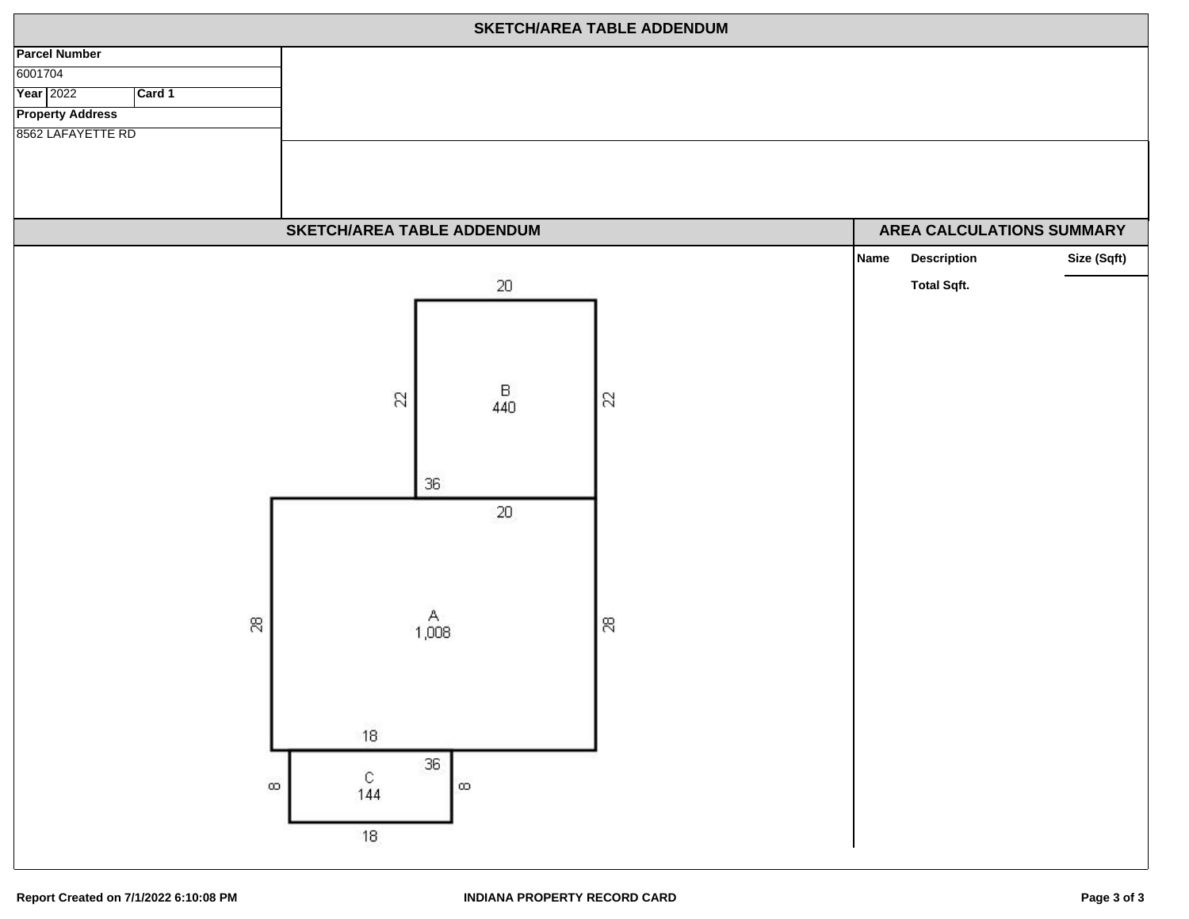# SKETCH/AREA TABLE ADDENDUM

| | |
|---|---|
| **Parcel Number** | |
| 6001704 | |
| **Year** 2022 | **Card 1** |
| **Property Address** | |
| 8562 LAFAYETTE RD | |

## SKETCH/AREA TABLE ADDENDUM

20

22

B
440

22

36

20

28

A
1,008

28

18

8

C
144

36

8

18

## AREA CALCULATIONS SUMMARY

| Name | Description | Size (Sqft) |
|---|---|---|
| | **Total Sqft.** | |

Report Created on 7/1/2022 6:10:08 PM

INDIANA PROPERTY RECORD CARD